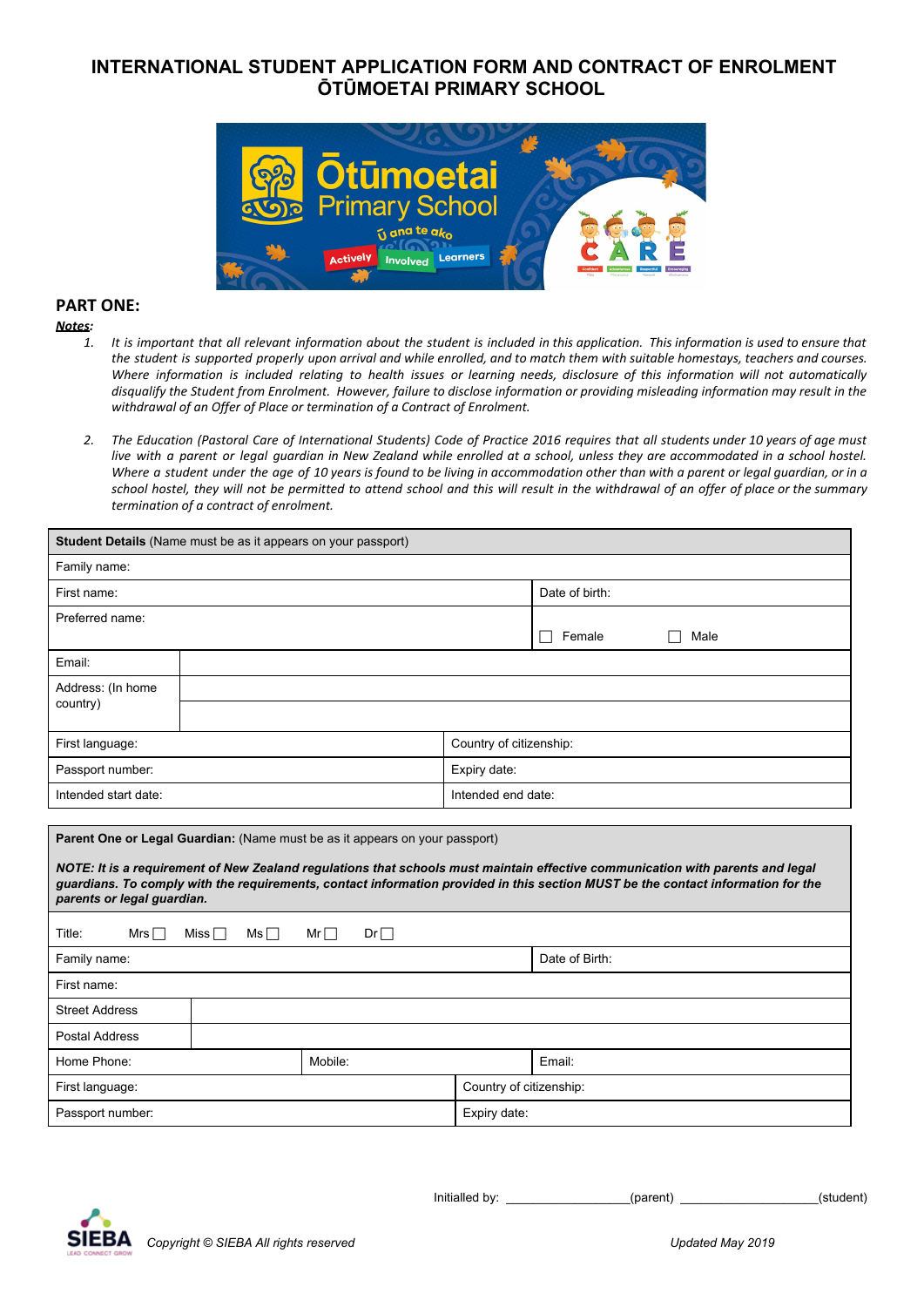# INTERNATIONAL STUDENT APPLICATION FORM AND CONTRACT OF ENROLMENT ŌTŪMOETAI PRIMARY SCHOOL

## PART ONE:

***Notes:***

1. *It is important that all relevant information about the student is included in this application. This information is used to ensure that the student is supported properly upon arrival and while enrolled, and to match them with suitable homestays, teachers and courses. Where information is included relating to health issues or learning needs, disclosure of this information will not automatically disqualify the Student from Enrolment. However, failure to disclose information or providing misleading information may result in the withdrawal of an Offer of Place or termination of a Contract of Enrolment.*

2. *The Education (Pastoral Care of International Students) Code of Practice 2016 requires that all students under 10 years of age must live with a parent or legal guardian in New Zealand while enrolled at a school, unless they are accommodated in a school hostel. Where a student under the age of 10 years is found to be living in accommodation other than with a parent or legal guardian, or in a school hostel, they will not be permitted to attend school and this will result in the withdrawal of an offer of place or the summary termination of a contract of enrolment.*

| **Student Details** (Name must be as it appears on your passport) | |
|---|---|
| Family name: | |
| First name: | Date of birth: |
| Preferred name: | ☐ Female ☐ Male |
| Email: | |
| Address: (In home country) | |
| First language: | Country of citizenship: |
| Passport number: | Expiry date: |
| Intended start date: | Intended end date: |

| **Parent One or Legal Guardian:** (Name must be as it appears on your passport) *NOTE: It is a requirement of New Zealand regulations that schools must maintain effective communication with parents and legal guardians. To comply with the requirements, contact information provided in this section MUST be the contact information for the parents or legal guardian.* | | |
|---|---|---|
| Title: Mrs ☐ Miss ☐ Ms ☐ Mr ☐ Dr ☐ | | |
| Family name: | | Date of Birth: |
| First name: | | |
| Street Address | | |
| Postal Address | | |
| Home Phone: | Mobile: | Email: |
| First language: | Country of citizenship: | |
| Passport number: | Expiry date: | |

Initialled by: ________________(parent) ________________(student)

*Copyright © SIEBA All rights reserved* *Updated May 2019*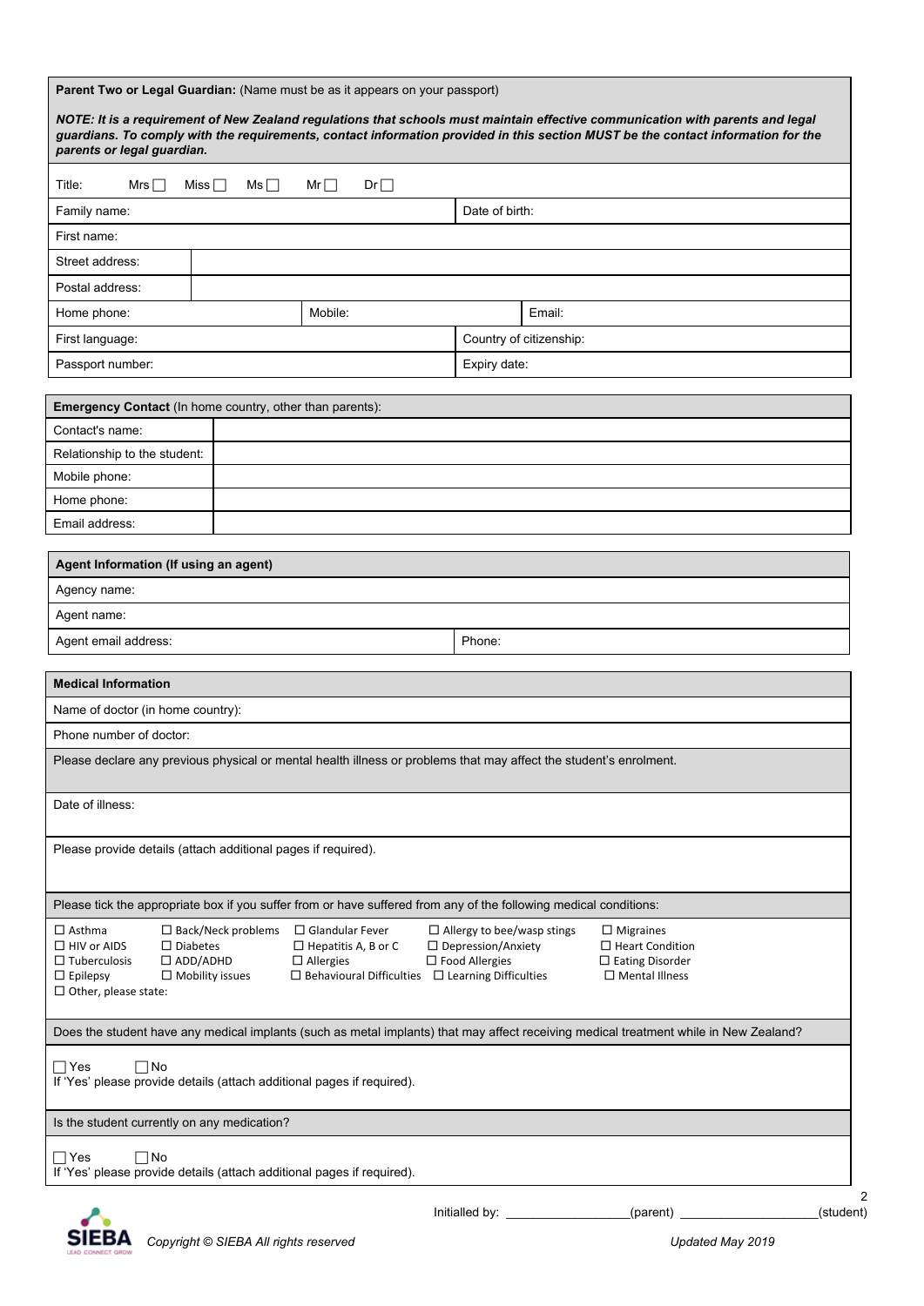**Parent Two or Legal Guardian:** (Name must be as it appears on your passport)

***NOTE: It is a requirement of New Zealand regulations that schools must maintain effective communication with parents and legal guardians. To comply with the requirements, contact information provided in this section MUST be the contact information for the parents or legal guardian.***

| Title: Mrs ☐ Miss ☐ Ms ☐ Mr ☐ Dr ☐ | | | |
|---|---|---|---|
| Family name: | | Date of birth: | |
| First name: | | | |
| Street address: | | | |
| Postal address: | | | |
| Home phone: | Mobile: | | Email: |
| First language: | | Country of citizenship: | |
| Passport number: | | Expiry date: | |

| **Emergency Contact** (In home country, other than parents): | |
|---|---|
| Contact's name: | |
| Relationship to the student: | |
| Mobile phone: | |
| Home phone: | |
| Email address: | |

| **Agent Information (If using an agent)** | |
|---|---|
| Agency name: | |
| Agent name: | |
| Agent email address: | Phone: |

| **Medical Information** |
|---|
| Name of doctor (in home country): |
| Phone number of doctor: |
| Please declare any previous physical or mental health illness or problems that may affect the student's enrolment. |
| Date of illness: |
| Please provide details (attach additional pages if required). |
| Please tick the appropriate box if you suffer from or have suffered from any of the following medical conditions: |
| ☐ Asthma ☐ Back/Neck problems ☐ Glandular Fever ☐ Allergy to bee/wasp stings ☐ Migraines<br>☐ HIV or AIDS ☐ Diabetes ☐ Hepatitis A, B or C ☐ Depression/Anxiety ☐ Heart Condition<br>☐ Tuberculosis ☐ ADD/ADHD ☐ Allergies ☐ Food Allergies ☐ Eating Disorder<br>☐ Epilepsy ☐ Mobility issues ☐ Behavioural Difficulties ☐ Learning Difficulties ☐ Mental Illness<br>☐ Other, please state: |
| Does the student have any medical implants (such as metal implants) that may affect receiving medical treatment while in New Zealand? |
| ☐ Yes ☐ No<br>If 'Yes' please provide details (attach additional pages if required). |
| Is the student currently on any medication? |
| ☐ Yes ☐ No<br>If 'Yes' please provide details (attach additional pages if required). |

Initialled by: ________________(parent) ________________(student)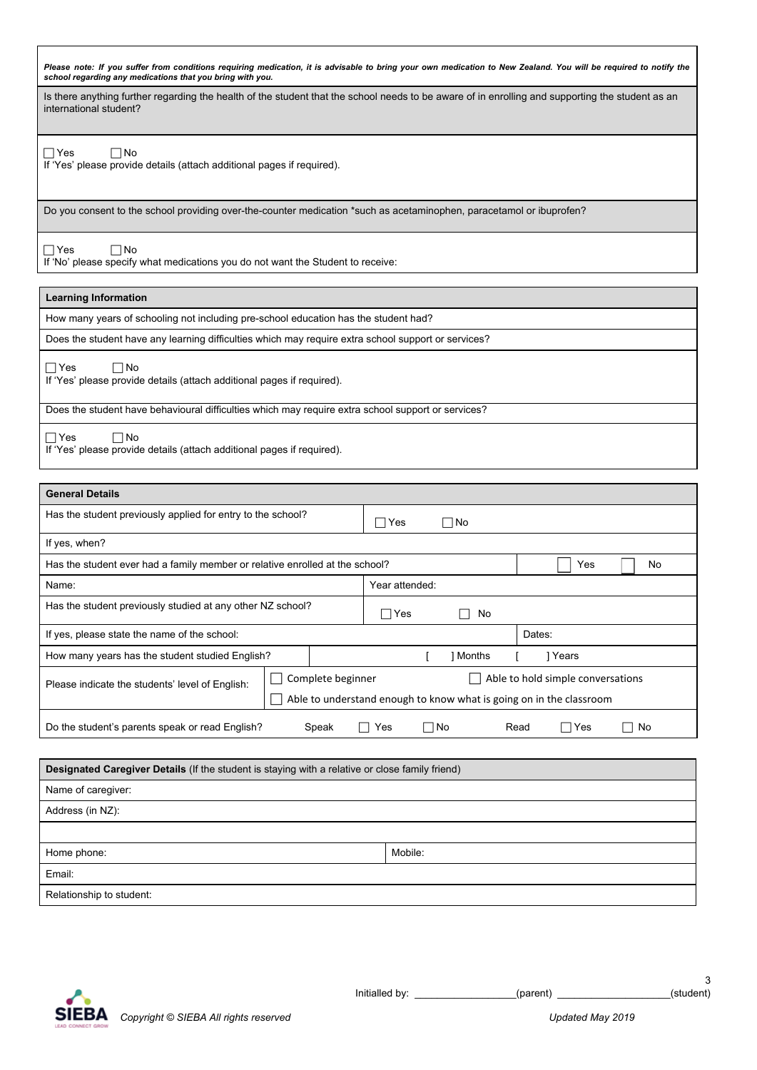***Please note: If you suffer from conditions requiring medication, it is advisable to bring your own medication to New Zealand. You will be required to notify the school regarding any medications that you bring with you.***

| Is there anything further regarding the health of the student that the school needs to be aware of in enrolling and supporting the student as an international student? |
|---|
| ☐ Yes ☐ No<br>If 'Yes' please provide details (attach additional pages if required). |
| Do you consent to the school providing over-the-counter medication *such as acetaminophen, paracetamol or ibuprofen? |
| ☐ Yes ☐ No<br>If 'No' please specify what medications you do not want the Student to receive: |

| **Learning Information** |
|---|
| How many years of schooling not including pre-school education has the student had? |
| Does the student have any learning difficulties which may require extra school support or services? |
| ☐ Yes ☐ No<br>If 'Yes' please provide details (attach additional pages if required). |
| Does the student have behavioural difficulties which may require extra school support or services? |
| ☐ Yes ☐ No<br>If 'Yes' please provide details (attach additional pages if required). |

| **General Details** | | |
|---|---|---|
| Has the student previously applied for entry to the school? | ☐ Yes ☐ No | |
| If yes, when? | | |
| Has the student ever had a family member or relative enrolled at the school? | | ☐ Yes ☐ No |
| Name: | Year attended: | |
| Has the student previously studied at any other NZ school? | ☐ Yes ☐ No | |
| If yes, please state the name of the school: | | Dates: |
| How many years has the student studied English? | [ ] Months | [ ] Years |
| Please indicate the students' level of English: | ☐ Complete beginner<br>☐ Able to understand enough to know what is going on in the classroom | ☐ Able to hold simple conversations |
| Do the student's parents speak or read English? | Speak ☐ Yes ☐ No | Read ☐ Yes ☐ No |

| **Designated Caregiver Details** (If the student is staying with a relative or close family friend) | |
|---|---|
| Name of caregiver: | |
| Address (in NZ): | |
| | |
| Home phone: | Mobile: |
| Email: | |
| Relationship to student: | |

Initialled by: \_\_\_\_\_\_\_\_\_\_\_\_\_\_\_\_\_(parent) \_\_\_\_\_\_\_\_\_\_\_\_\_\_\_\_\_\_\_(student)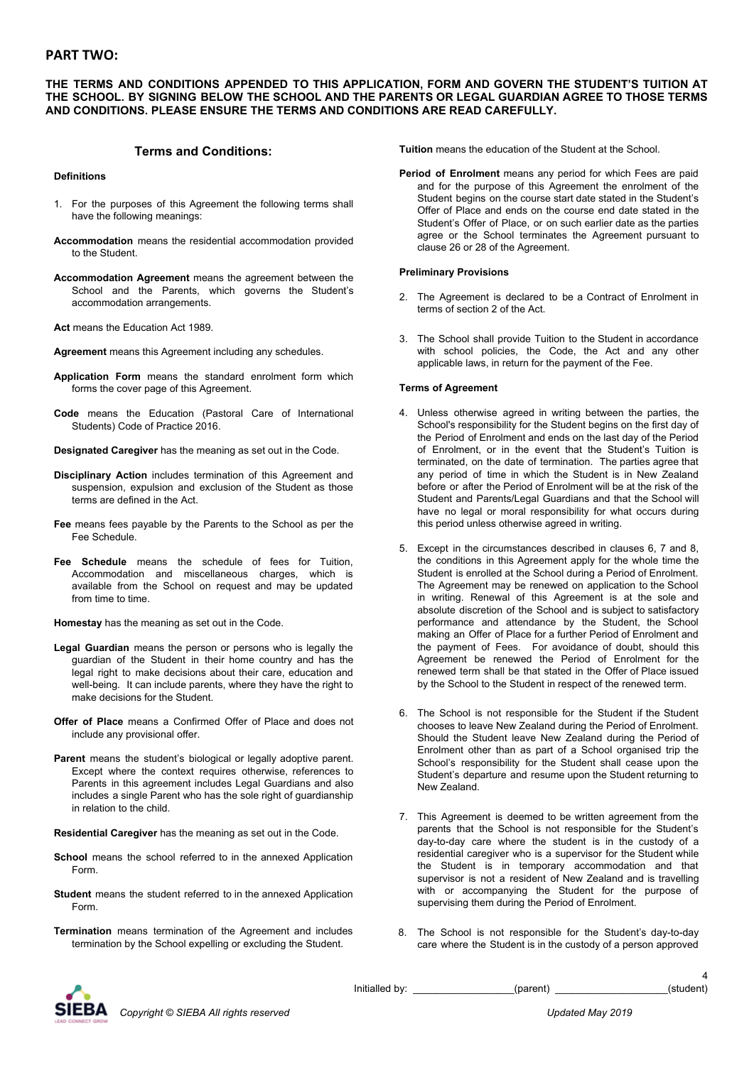## PART TWO:

**THE TERMS AND CONDITIONS APPENDED TO THIS APPLICATION, FORM AND GOVERN THE STUDENT'S TUITION AT THE SCHOOL. BY SIGNING BELOW THE SCHOOL AND THE PARENTS OR LEGAL GUARDIAN AGREE TO THOSE TERMS AND CONDITIONS. PLEASE ENSURE THE TERMS AND CONDITIONS ARE READ CAREFULLY.**

### Terms and Conditions:

**Definitions**

1. For the purposes of this Agreement the following terms shall have the following meanings:

**Accommodation** means the residential accommodation provided to the Student.

**Accommodation Agreement** means the agreement between the School and the Parents, which governs the Student's accommodation arrangements.

**Act** means the Education Act 1989.

**Agreement** means this Agreement including any schedules.

**Application Form** means the standard enrolment form which forms the cover page of this Agreement.

**Code** means the Education (Pastoral Care of International Students) Code of Practice 2016.

**Designated Caregiver** has the meaning as set out in the Code.

**Disciplinary Action** includes termination of this Agreement and suspension, expulsion and exclusion of the Student as those terms are defined in the Act.

**Fee** means fees payable by the Parents to the School as per the Fee Schedule.

**Fee Schedule** means the schedule of fees for Tuition, Accommodation and miscellaneous charges, which is available from the School on request and may be updated from time to time.

**Homestay** has the meaning as set out in the Code.

**Legal Guardian** means the person or persons who is legally the guardian of the Student in their home country and has the legal right to make decisions about their care, education and well-being. It can include parents, where they have the right to make decisions for the Student.

**Offer of Place** means a Confirmed Offer of Place and does not include any provisional offer.

**Parent** means the student's biological or legally adoptive parent. Except where the context requires otherwise, references to Parents in this agreement includes Legal Guardians and also includes a single Parent who has the sole right of guardianship in relation to the child.

**Residential Caregiver** has the meaning as set out in the Code.

**School** means the school referred to in the annexed Application Form.

**Student** means the student referred to in the annexed Application Form.

**Termination** means termination of the Agreement and includes termination by the School expelling or excluding the Student.

**Tuition** means the education of the Student at the School.

**Period of Enrolment** means any period for which Fees are paid and for the purpose of this Agreement the enrolment of the Student begins on the course start date stated in the Student's Offer of Place and ends on the course end date stated in the Student's Offer of Place, or on such earlier date as the parties agree or the School terminates the Agreement pursuant to clause 26 or 28 of the Agreement.

**Preliminary Provisions**

2. The Agreement is declared to be a Contract of Enrolment in terms of section 2 of the Act.

3. The School shall provide Tuition to the Student in accordance with school policies, the Code, the Act and any other applicable laws, in return for the payment of the Fee.

**Terms of Agreement**

4. Unless otherwise agreed in writing between the parties, the School's responsibility for the Student begins on the first day of the Period of Enrolment and ends on the last day of the Period of Enrolment, or in the event that the Student's Tuition is terminated, on the date of termination. The parties agree that any period of time in which the Student is in New Zealand before or after the Period of Enrolment will be at the risk of the Student and Parents/Legal Guardians and that the School will have no legal or moral responsibility for what occurs during this period unless otherwise agreed in writing.

5. Except in the circumstances described in clauses 6, 7 and 8, the conditions in this Agreement apply for the whole time the Student is enrolled at the School during a Period of Enrolment. The Agreement may be renewed on application to the School in writing. Renewal of this Agreement is at the sole and absolute discretion of the School and is subject to satisfactory performance and attendance by the Student, the School making an Offer of Place for a further Period of Enrolment and the payment of Fees. For avoidance of doubt, should this Agreement be renewed the Period of Enrolment for the renewed term shall be that stated in the Offer of Place issued by the School to the Student in respect of the renewed term.

6. The School is not responsible for the Student if the Student chooses to leave New Zealand during the Period of Enrolment. Should the Student leave New Zealand during the Period of Enrolment other than as part of a School organised trip the School's responsibility for the Student shall cease upon the Student's departure and resume upon the Student returning to New Zealand.

7. This Agreement is deemed to be written agreement from the parents that the School is not responsible for the Student's day-to-day care where the student is in the custody of a residential caregiver who is a supervisor for the Student while the Student is in temporary accommodation and that supervisor is not a resident of New Zealand and is travelling with or accompanying the Student for the purpose of supervising them during the Period of Enrolment.

8. The School is not responsible for the Student's day-to-day care where the Student is in the custody of a person approved

Initialled by: _________________(parent) ___________________(student)

Copyright © SIEBA All rights reserved

Updated May 2019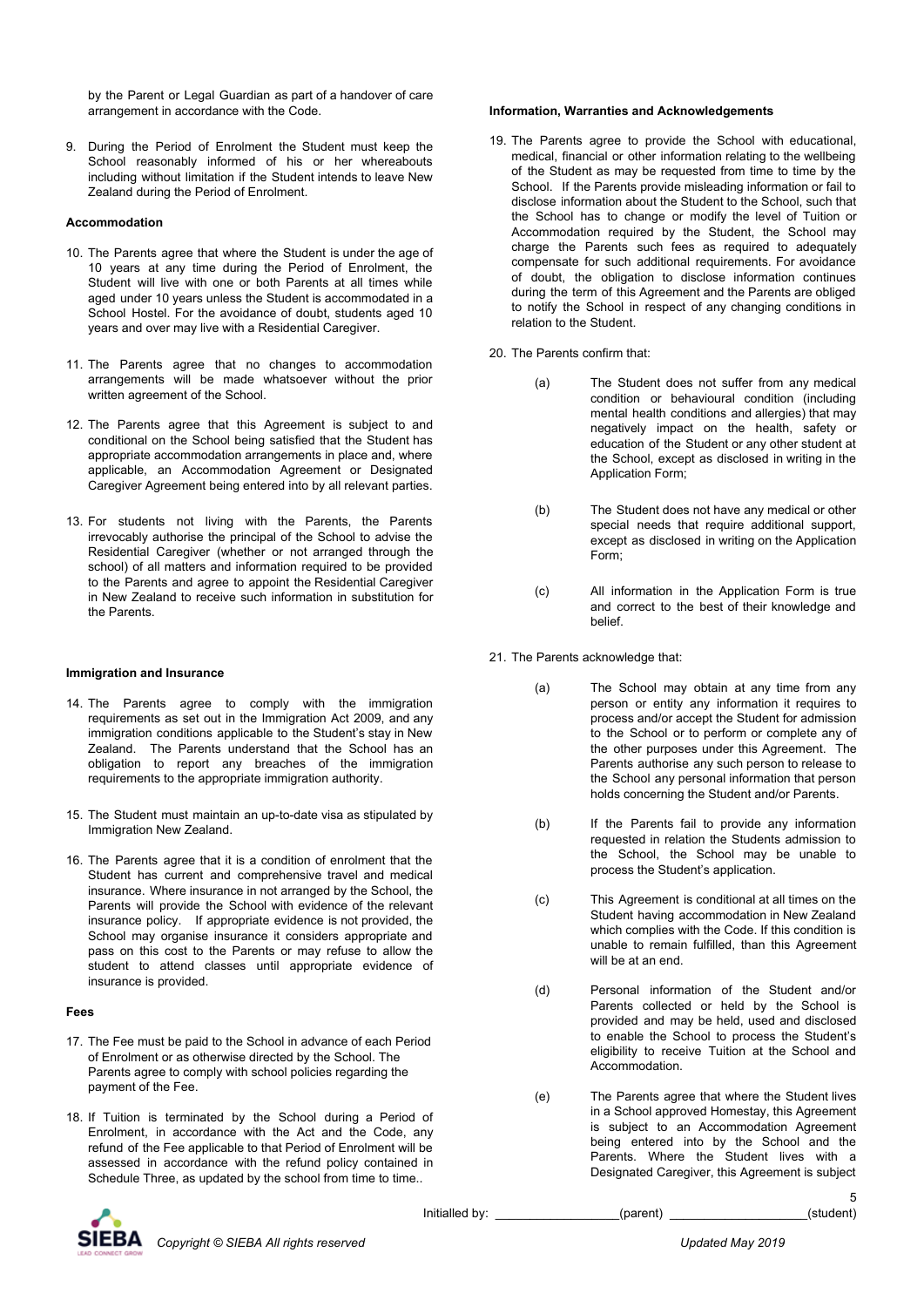by the Parent or Legal Guardian as part of a handover of care arrangement in accordance with the Code.

9. During the Period of Enrolment the Student must keep the School reasonably informed of his or her whereabouts including without limitation if the Student intends to leave New Zealand during the Period of Enrolment.

**Accommodation**

10. The Parents agree that where the Student is under the age of 10 years at any time during the Period of Enrolment, the Student will live with one or both Parents at all times while aged under 10 years unless the Student is accommodated in a School Hostel. For the avoidance of doubt, students aged 10 years and over may live with a Residential Caregiver.

11. The Parents agree that no changes to accommodation arrangements will be made whatsoever without the prior written agreement of the School.

12. The Parents agree that this Agreement is subject to and conditional on the School being satisfied that the Student has appropriate accommodation arrangements in place and, where applicable, an Accommodation Agreement or Designated Caregiver Agreement being entered into by all relevant parties.

13. For students not living with the Parents, the Parents irrevocably authorise the principal of the School to advise the Residential Caregiver (whether or not arranged through the school) of all matters and information required to be provided to the Parents and agree to appoint the Residential Caregiver in New Zealand to receive such information in substitution for the Parents.

**Immigration and Insurance**

14. The Parents agree to comply with the immigration requirements as set out in the Immigration Act 2009, and any immigration conditions applicable to the Student's stay in New Zealand. The Parents understand that the School has an obligation to report any breaches of the immigration requirements to the appropriate immigration authority.

15. The Student must maintain an up-to-date visa as stipulated by Immigration New Zealand.

16. The Parents agree that it is a condition of enrolment that the Student has current and comprehensive travel and medical insurance. Where insurance in not arranged by the School, the Parents will provide the School with evidence of the relevant insurance policy. If appropriate evidence is not provided, the School may organise insurance it considers appropriate and pass on this cost to the Parents or may refuse to allow the student to attend classes until appropriate evidence of insurance is provided.

**Fees**

17. The Fee must be paid to the School in advance of each Period of Enrolment or as otherwise directed by the School. The Parents agree to comply with school policies regarding the payment of the Fee.

18. If Tuition is terminated by the School during a Period of Enrolment, in accordance with the Act and the Code, any refund of the Fee applicable to that Period of Enrolment will be assessed in accordance with the refund policy contained in Schedule Three, as updated by the school from time to time..

**Information, Warranties and Acknowledgements**

19. The Parents agree to provide the School with educational, medical, financial or other information relating to the wellbeing of the Student as may be requested from time to time by the School. If the Parents provide misleading information or fail to disclose information about the Student to the School, such that the School has to change or modify the level of Tuition or Accommodation required by the Student, the School may charge the Parents such fees as required to adequately compensate for such additional requirements. For avoidance of doubt, the obligation to disclose information continues during the term of this Agreement and the Parents are obliged to notify the School in respect of any changing conditions in relation to the Student.

20. The Parents confirm that:

    (a) The Student does not suffer from any medical condition or behavioural condition (including mental health conditions and allergies) that may negatively impact on the health, safety or education of the Student or any other student at the School, except as disclosed in writing in the Application Form;

    (b) The Student does not have any medical or other special needs that require additional support, except as disclosed in writing on the Application Form;

    (c) All information in the Application Form is true and correct to the best of their knowledge and belief.

21. The Parents acknowledge that:

    (a) The School may obtain at any time from any person or entity any information it requires to process and/or accept the Student for admission to the School or to perform or complete any of the other purposes under this Agreement. The Parents authorise any such person to release to the School any personal information that person holds concerning the Student and/or Parents.

    (b) If the Parents fail to provide any information requested in relation the Students admission to the School, the School may be unable to process the Student's application.

    (c) This Agreement is conditional at all times on the Student having accommodation in New Zealand which complies with the Code. If this condition is unable to remain fulfilled, than this Agreement will be at an end.

    (d) Personal information of the Student and/or Parents collected or held by the School is provided and may be held, used and disclosed to enable the School to process the Student's eligibility to receive Tuition at the School and Accommodation.

    (e) The Parents agree that where the Student lives in a School approved Homestay, this Agreement is subject to an Accommodation Agreement being entered into by the School and the Parents. Where the Student lives with a Designated Caregiver, this Agreement is subject

Initialled by: __________________(parent) ____________________(student)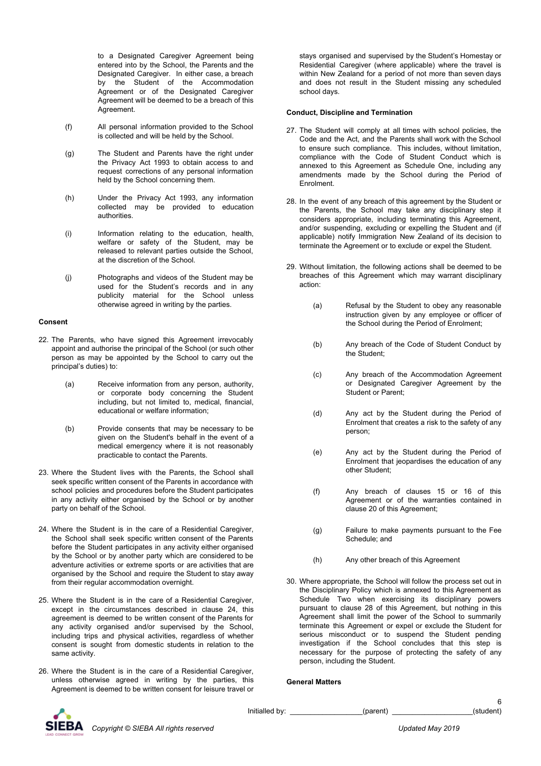to a Designated Caregiver Agreement being entered into by the School, the Parents and the Designated Caregiver. In either case, a breach by the Student of the Accommodation Agreement or of the Designated Caregiver Agreement will be deemed to be a breach of this Agreement.

(f) All personal information provided to the School is collected and will be held by the School.

(g) The Student and Parents have the right under the Privacy Act 1993 to obtain access to and request corrections of any personal information held by the School concerning them.

(h) Under the Privacy Act 1993, any information collected may be provided to education authorities.

(i) Information relating to the education, health, welfare or safety of the Student, may be released to relevant parties outside the School, at the discretion of the School.

(j) Photographs and videos of the Student may be used for the Student's records and in any publicity material for the School unless otherwise agreed in writing by the parties.

**Consent**

22. The Parents, who have signed this Agreement irrevocably appoint and authorise the principal of the School (or such other person as may be appointed by the School to carry out the principal's duties) to:

    (a) Receive information from any person, authority, or corporate body concerning the Student including, but not limited to, medical, financial, educational or welfare information;

    (b) Provide consents that may be necessary to be given on the Student's behalf in the event of a medical emergency where it is not reasonably practicable to contact the Parents.

23. Where the Student lives with the Parents, the School shall seek specific written consent of the Parents in accordance with school policies and procedures before the Student participates in any activity either organised by the School or by another party on behalf of the School.

24. Where the Student is in the care of a Residential Caregiver, the School shall seek specific written consent of the Parents before the Student participates in any activity either organised by the School or by another party which are considered to be adventure activities or extreme sports or are activities that are organised by the School and require the Student to stay away from their regular accommodation overnight.

25. Where the Student is in the care of a Residential Caregiver, except in the circumstances described in clause 24, this agreement is deemed to be written consent of the Parents for any activity organised and/or supervised by the School, including trips and physical activities, regardless of whether consent is sought from domestic students in relation to the same activity.

26. Where the Student is in the care of a Residential Caregiver, unless otherwise agreed in writing by the parties, this Agreement is deemed to be written consent for leisure travel or stays organised and supervised by the Student's Homestay or Residential Caregiver (where applicable) where the travel is within New Zealand for a period of not more than seven days and does not result in the Student missing any scheduled school days.

**Conduct, Discipline and Termination**

27. The Student will comply at all times with school policies, the Code and the Act, and the Parents shall work with the School to ensure such compliance. This includes, without limitation, compliance with the Code of Student Conduct which is annexed to this Agreement as Schedule One, including any amendments made by the School during the Period of Enrolment.

28. In the event of any breach of this agreement by the Student or the Parents, the School may take any disciplinary step it considers appropriate, including terminating this Agreement, and/or suspending, excluding or expelling the Student and (if applicable) notify Immigration New Zealand of its decision to terminate the Agreement or to exclude or expel the Student.

29. Without limitation, the following actions shall be deemed to be breaches of this Agreement which may warrant disciplinary action:

    (a) Refusal by the Student to obey any reasonable instruction given by any employee or officer of the School during the Period of Enrolment;

    (b) Any breach of the Code of Student Conduct by the Student;

    (c) Any breach of the Accommodation Agreement or Designated Caregiver Agreement by the Student or Parent;

    (d) Any act by the Student during the Period of Enrolment that creates a risk to the safety of any person;

    (e) Any act by the Student during the Period of Enrolment that jeopardises the education of any other Student;

    (f) Any breach of clauses 15 or 16 of this Agreement or of the warranties contained in clause 20 of this Agreement;

    (g) Failure to make payments pursuant to the Fee Schedule; and

    (h) Any other breach of this Agreement

30. Where appropriate, the School will follow the process set out in the Disciplinary Policy which is annexed to this Agreement as Schedule Two when exercising its disciplinary powers pursuant to clause 28 of this Agreement, but nothing in this Agreement shall limit the power of the School to summarily terminate this Agreement or expel or exclude the Student for serious misconduct or to suspend the Student pending investigation if the School concludes that this step is necessary for the purpose of protecting the safety of any person, including the Student.

**General Matters**

Initialled by: _________________(parent) ___________________(student)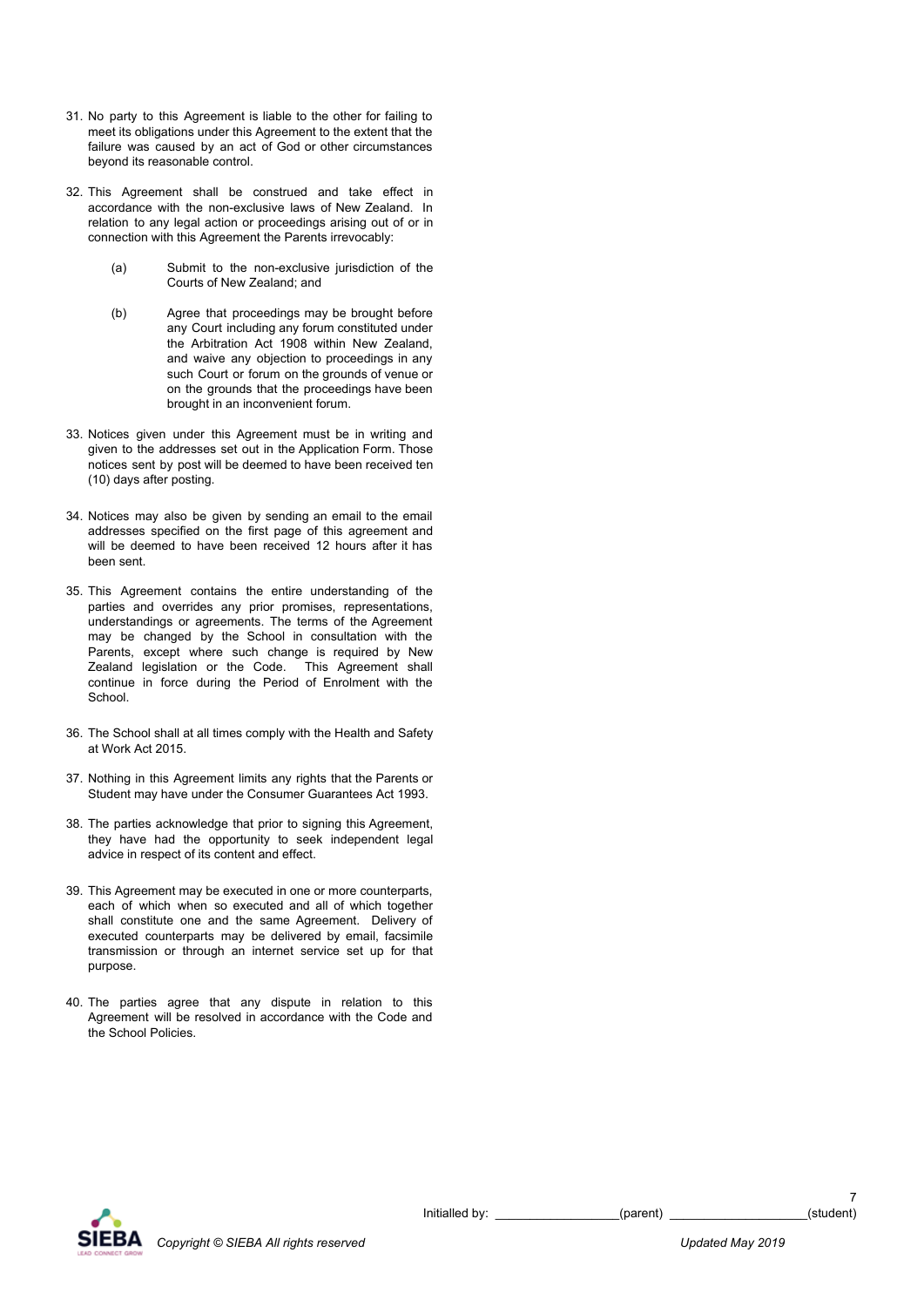31. No party to this Agreement is liable to the other for failing to meet its obligations under this Agreement to the extent that the failure was caused by an act of God or other circumstances beyond its reasonable control.

32. This Agreement shall be construed and take effect in accordance with the non-exclusive laws of New Zealand. In relation to any legal action or proceedings arising out of or in connection with this Agreement the Parents irrevocably:

    (a) Submit to the non-exclusive jurisdiction of the Courts of New Zealand; and

    (b) Agree that proceedings may be brought before any Court including any forum constituted under the Arbitration Act 1908 within New Zealand, and waive any objection to proceedings in any such Court or forum on the grounds of venue or on the grounds that the proceedings have been brought in an inconvenient forum.

33. Notices given under this Agreement must be in writing and given to the addresses set out in the Application Form. Those notices sent by post will be deemed to have been received ten (10) days after posting.

34. Notices may also be given by sending an email to the email addresses specified on the first page of this agreement and will be deemed to have been received 12 hours after it has been sent.

35. This Agreement contains the entire understanding of the parties and overrides any prior promises, representations, understandings or agreements. The terms of the Agreement may be changed by the School in consultation with the Parents, except where such change is required by New Zealand legislation or the Code. This Agreement shall continue in force during the Period of Enrolment with the School.

36. The School shall at all times comply with the Health and Safety at Work Act 2015.

37. Nothing in this Agreement limits any rights that the Parents or Student may have under the Consumer Guarantees Act 1993.

38. The parties acknowledge that prior to signing this Agreement, they have had the opportunity to seek independent legal advice in respect of its content and effect.

39. This Agreement may be executed in one or more counterparts, each of which when so executed and all of which together shall constitute one and the same Agreement. Delivery of executed counterparts may be delivered by email, facsimile transmission or through an internet service set up for that purpose.

40. The parties agree that any dispute in relation to this Agreement will be resolved in accordance with the Code and the School Policies.

Initialled by: _________________(parent) ___________________(student)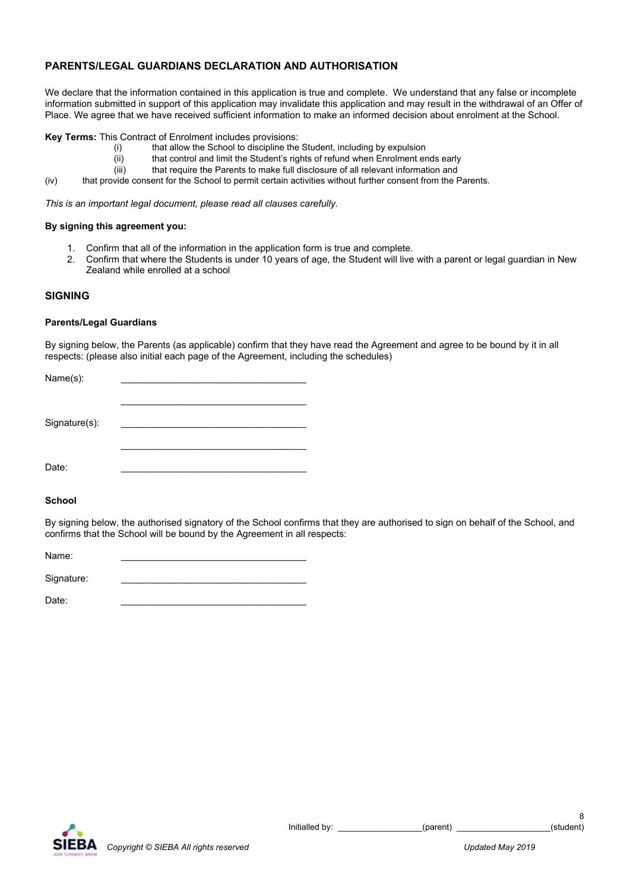## PARENTS/LEGAL GUARDIANS DECLARATION AND AUTHORISATION

We declare that the information contained in this application is true and complete. We understand that any false or incomplete information submitted in support of this application may invalidate this application and may result in the withdrawal of an Offer of Place. We agree that we have received sufficient information to make an informed decision about enrolment at the School.

**Key Terms:** This Contract of Enrolment includes provisions:

(i) that allow the School to discipline the Student, including by expulsion
(ii) that control and limit the Student's rights of refund when Enrolment ends early
(iii) that require the Parents to make full disclosure of all relevant information and
(iv) that provide consent for the School to permit certain activities without further consent from the Parents.

*This is an important legal document, please read all clauses carefully.*

**By signing this agreement you:**

1. Confirm that all of the information in the application form is true and complete.
2. Confirm that where the Students is under 10 years of age, the Student will live with a parent or legal guardian in New Zealand while enrolled at a school

## SIGNING

**Parents/Legal Guardians**

By signing below, the Parents (as applicable) confirm that they have read the Agreement and agree to be bound by it in all respects: (please also initial each page of the Agreement, including the schedules)

Name(s): ___________________________________

___________________________________

Signature(s): ___________________________________

___________________________________

Date: ___________________________________

**School**

By signing below, the authorised signatory of the School confirms that they are authorised to sign on behalf of the School, and confirms that the School will be bound by the Agreement in all respects:

Name: ___________________________________

Signature: ___________________________________

Date: ___________________________________

Initialled by: _________________(parent) ___________________(student)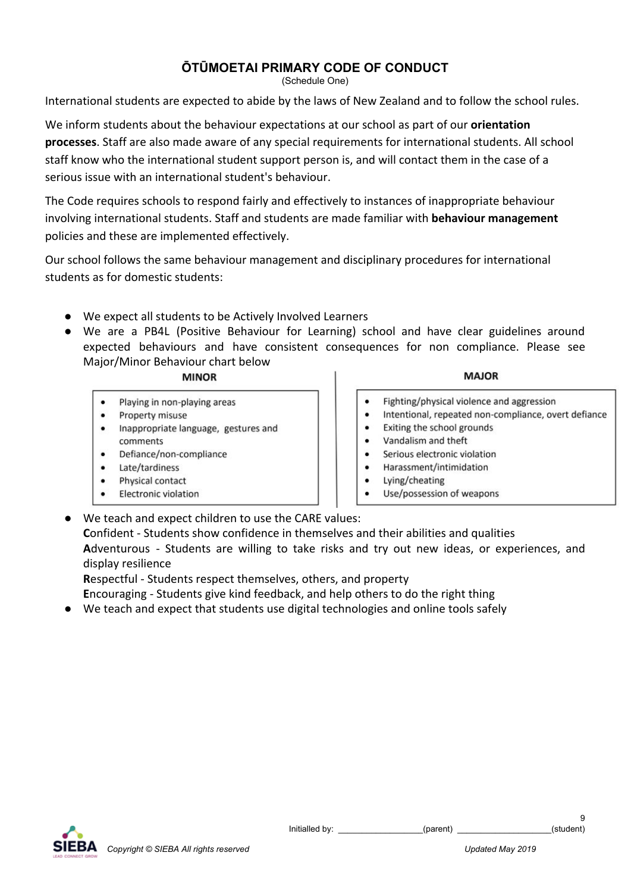# ŌTŪMOETAI PRIMARY CODE OF CONDUCT

(Schedule One)

International students are expected to abide by the laws of New Zealand and to follow the school rules.

We inform students about the behaviour expectations at our school as part of our **orientation processes**. Staff are also made aware of any special requirements for international students. All school staff know who the international student support person is, and will contact them in the case of a serious issue with an international student's behaviour.

The Code requires schools to respond fairly and effectively to instances of inappropriate behaviour involving international students. Staff and students are made familiar with **behaviour management** policies and these are implemented effectively.

Our school follows the same behaviour management and disciplinary procedures for international students as for domestic students:

- We expect all students to be Actively Involved Learners
- We are a PB4L (Positive Behaviour for Learning) school and have clear guidelines around expected behaviours and have consistent consequences for non compliance. Please see Major/Minor Behaviour chart below

| MINOR | MAJOR |
| --- | --- |
| Playing in non-playing areas | Fighting/physical violence and aggression |
| Property misuse | Intentional, repeated non-compliance, overt defiance |
| Inappropriate language, gestures and comments | Exiting the school grounds |
| Defiance/non-compliance | Vandalism and theft |
| Late/tardiness | Serious electronic violation |
| Physical contact | Harassment/intimidation |
| Electronic violation | Lying/cheating |
| | Use/possession of weapons |

- We teach and expect children to use the CARE values:
  **C**onfident - Students show confidence in themselves and their abilities and qualities
  **A**dventurous - Students are willing to take risks and try out new ideas, or experiences, and display resilience
  **R**espectful - Students respect themselves, others, and property
  **E**ncouraging - Students give kind feedback, and help others to do the right thing
- We teach and expect that students use digital technologies and online tools safely

Initialled by: __________________(parent) ___________________(student)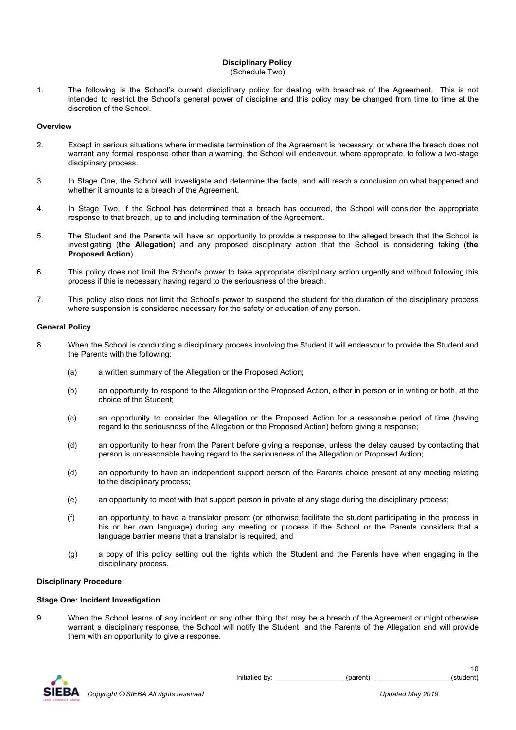**Disciplinary Policy**
(Schedule Two)

1. The following is the School's current disciplinary policy for dealing with breaches of the Agreement. This is not intended to restrict the School's general power of discipline and this policy may be changed from time to time at the discretion of the School.

**Overview**

2. Except in serious situations where immediate termination of the Agreement is necessary, or where the breach does not warrant any formal response other than a warning, the School will endeavour, where appropriate, to follow a two-stage disciplinary process.

3. In Stage One, the School will investigate and determine the facts, and will reach a conclusion on what happened and whether it amounts to a breach of the Agreement.

4. In Stage Two, if the School has determined that a breach has occurred, the School will consider the appropriate response to that breach, up to and including termination of the Agreement.

5. The Student and the Parents will have an opportunity to provide a response to the alleged breach that the School is investigating (**the Allegation**) and any proposed disciplinary action that the School is considering taking (**the Proposed Action**).

6. This policy does not limit the School's power to take appropriate disciplinary action urgently and without following this process if this is necessary having regard to the seriousness of the breach.

7. This policy also does not limit the School's power to suspend the student for the duration of the disciplinary process where suspension is considered necessary for the safety or education of any person.

**General Policy**

8. When the School is conducting a disciplinary process involving the Student it will endeavour to provide the Student and the Parents with the following:

   (a) a written summary of the Allegation or the Proposed Action;

   (b) an opportunity to respond to the Allegation or the Proposed Action, either in person or in writing or both, at the choice of the Student;

   (c) an opportunity to consider the Allegation or the Proposed Action for a reasonable period of time (having regard to the seriousness of the Allegation or the Proposed Action) before giving a response;

   (d) an opportunity to hear from the Parent before giving a response, unless the delay caused by contacting that person is unreasonable having regard to the seriousness of the Allegation or Proposed Action;

   (d) an opportunity to have an independent support person of the Parents choice present at any meeting relating to the disciplinary process;

   (e) an opportunity to meet with that support person in private at any stage during the disciplinary process;

   (f) an opportunity to have a translator present (or otherwise facilitate the student participating in the process in his or her own language) during any meeting or process if the School or the Parents considers that a language barrier means that a translator is required; and

   (g) a copy of this policy setting out the rights which the Student and the Parents have when engaging in the disciplinary process.

**Disciplinary Procedure**

**Stage One: Incident Investigation**

9. When the School learns of any incident or any other thing that may be a breach of the Agreement or might otherwise warrant a disciplinary response, the School will notify the Student and the Parents of the Allegation and will provide them with an opportunity to give a response.

Initialled by: ________________(parent) ________________(student)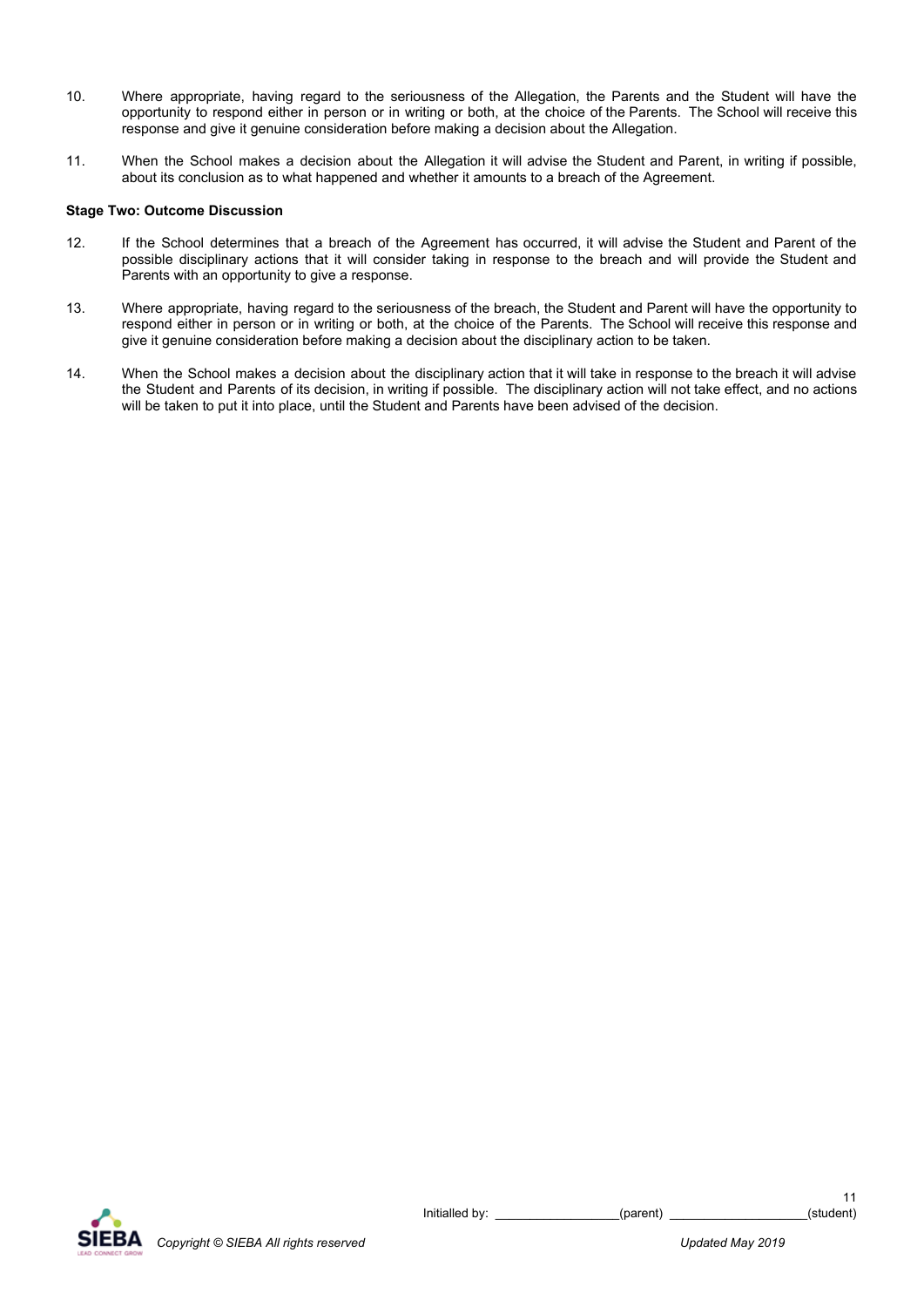10. Where appropriate, having regard to the seriousness of the Allegation, the Parents and the Student will have the opportunity to respond either in person or in writing or both, at the choice of the Parents. The School will receive this response and give it genuine consideration before making a decision about the Allegation.

11. When the School makes a decision about the Allegation it will advise the Student and Parent, in writing if possible, about its conclusion as to what happened and whether it amounts to a breach of the Agreement.

**Stage Two: Outcome Discussion**

12. If the School determines that a breach of the Agreement has occurred, it will advise the Student and Parent of the possible disciplinary actions that it will consider taking in response to the breach and will provide the Student and Parents with an opportunity to give a response.

13. Where appropriate, having regard to the seriousness of the breach, the Student and Parent will have the opportunity to respond either in person or in writing or both, at the choice of the Parents. The School will receive this response and give it genuine consideration before making a decision about the disciplinary action to be taken.

14. When the School makes a decision about the disciplinary action that it will take in response to the breach it will advise the Student and Parents of its decision, in writing if possible. The disciplinary action will not take effect, and no actions will be taken to put it into place, until the Student and Parents have been advised of the decision.

Initialled by: _________________(parent) ___________________(student)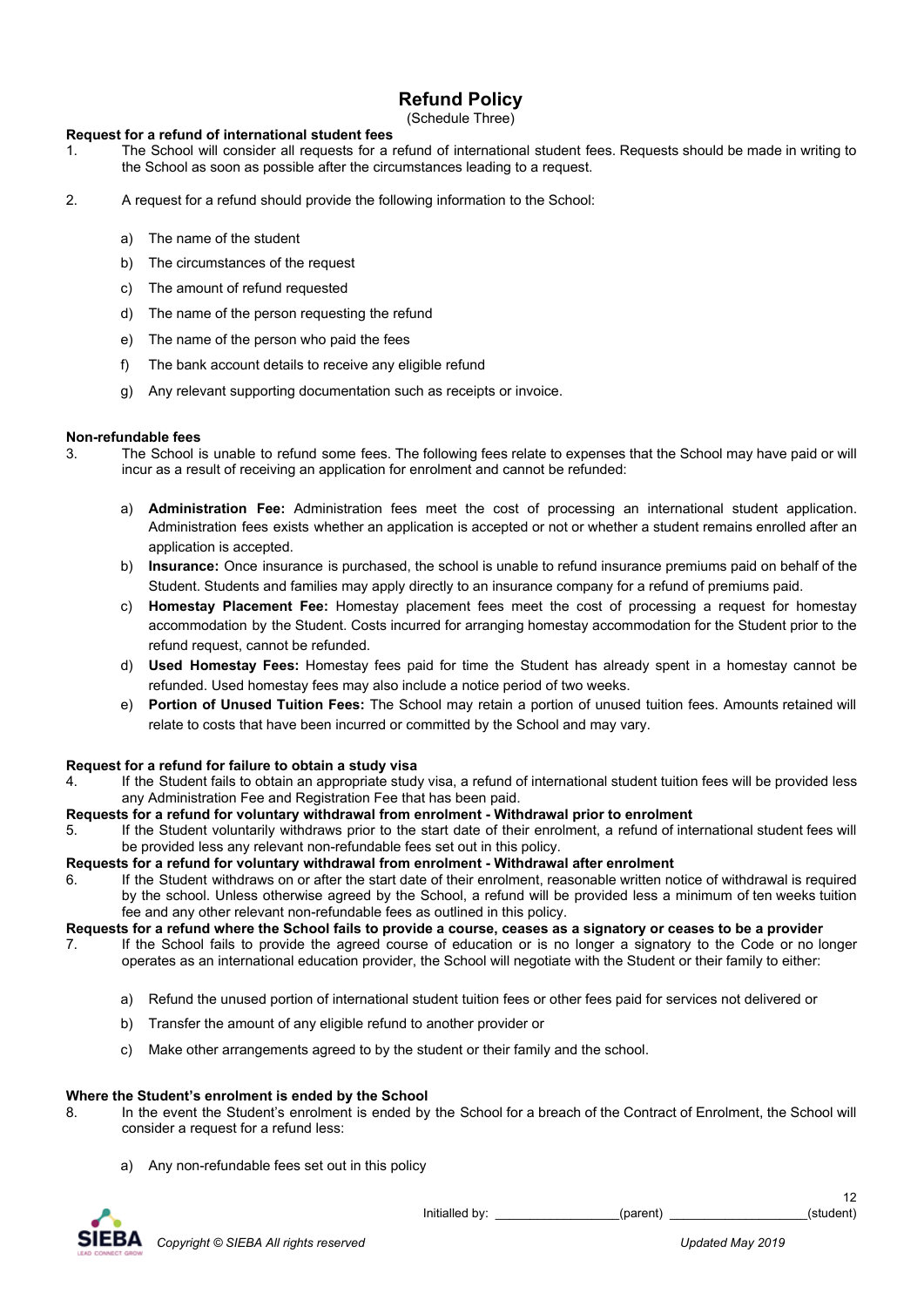# Refund Policy

(Schedule Three)

**Request for a refund of international student fees**

1. The School will consider all requests for a refund of international student fees. Requests should be made in writing to the School as soon as possible after the circumstances leading to a request.

2. A request for a refund should provide the following information to the School:

   a) The name of the student
   b) The circumstances of the request
   c) The amount of refund requested
   d) The name of the person requesting the refund
   e) The name of the person who paid the fees
   f) The bank account details to receive any eligible refund
   g) Any relevant supporting documentation such as receipts or invoice.

**Non-refundable fees**

3. The School is unable to refund some fees. The following fees relate to expenses that the School may have paid or will incur as a result of receiving an application for enrolment and cannot be refunded:

   a) **Administration Fee:** Administration fees meet the cost of processing an international student application. Administration fees exists whether an application is accepted or not or whether a student remains enrolled after an application is accepted.
   b) **Insurance:** Once insurance is purchased, the school is unable to refund insurance premiums paid on behalf of the Student. Students and families may apply directly to an insurance company for a refund of premiums paid.
   c) **Homestay Placement Fee:** Homestay placement fees meet the cost of processing a request for homestay accommodation by the Student. Costs incurred for arranging homestay accommodation for the Student prior to the refund request, cannot be refunded.
   d) **Used Homestay Fees:** Homestay fees paid for time the Student has already spent in a homestay cannot be refunded. Used homestay fees may also include a notice period of two weeks.
   e) **Portion of Unused Tuition Fees:** The School may retain a portion of unused tuition fees. Amounts retained will relate to costs that have been incurred or committed by the School and may vary.

**Request for a refund for failure to obtain a study visa**

4. If the Student fails to obtain an appropriate study visa, a refund of international student tuition fees will be provided less any Administration Fee and Registration Fee that has been paid.

**Requests for a refund for voluntary withdrawal from enrolment - Withdrawal prior to enrolment**

5. If the Student voluntarily withdraws prior to the start date of their enrolment, a refund of international student fees will be provided less any relevant non-refundable fees set out in this policy.

**Requests for a refund for voluntary withdrawal from enrolment - Withdrawal after enrolment**

6. If the Student withdraws on or after the start date of their enrolment, reasonable written notice of withdrawal is required by the school. Unless otherwise agreed by the School, a refund will be provided less a minimum of ten weeks tuition fee and any other relevant non-refundable fees as outlined in this policy.

**Requests for a refund where the School fails to provide a course, ceases as a signatory or ceases to be a provider**

7. If the School fails to provide the agreed course of education or is no longer a signatory to the Code or no longer operates as an international education provider, the School will negotiate with the Student or their family to either:

   a) Refund the unused portion of international student tuition fees or other fees paid for services not delivered or
   b) Transfer the amount of any eligible refund to another provider or
   c) Make other arrangements agreed to by the student or their family and the school.

**Where the Student's enrolment is ended by the School**

8. In the event the Student's enrolment is ended by the School for a breach of the Contract of Enrolment, the School will consider a request for a refund less:

   a) Any non-refundable fees set out in this policy

Initialled by: _________________(parent) ___________________(student)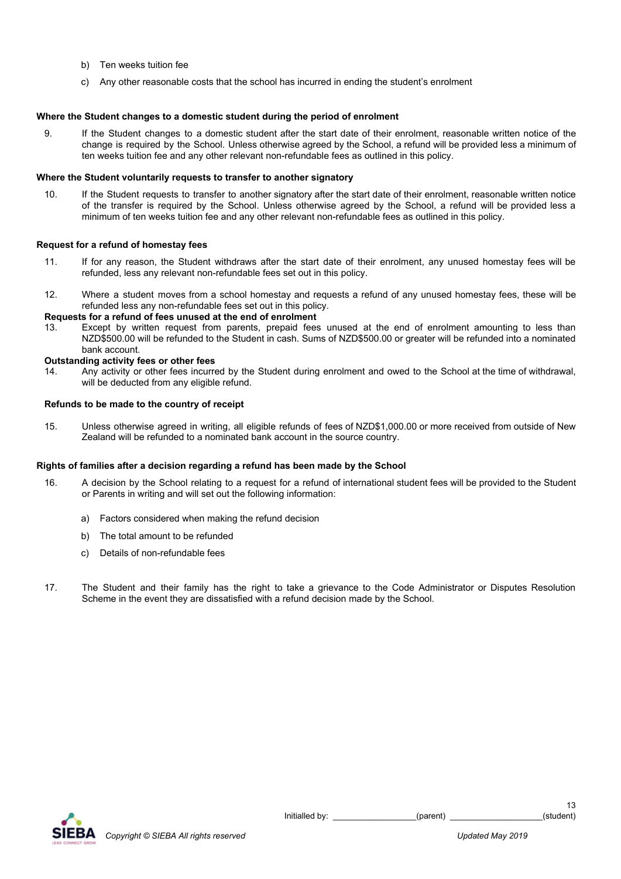b) Ten weeks tuition fee

c) Any other reasonable costs that the school has incurred in ending the student's enrolment

**Where the Student changes to a domestic student during the period of enrolment**

9. If the Student changes to a domestic student after the start date of their enrolment, reasonable written notice of the change is required by the School. Unless otherwise agreed by the School, a refund will be provided less a minimum of ten weeks tuition fee and any other relevant non-refundable fees as outlined in this policy.

**Where the Student voluntarily requests to transfer to another signatory**

10. If the Student requests to transfer to another signatory after the start date of their enrolment, reasonable written notice of the transfer is required by the School. Unless otherwise agreed by the School, a refund will be provided less a minimum of ten weeks tuition fee and any other relevant non-refundable fees as outlined in this policy.

**Request for a refund of homestay fees**

11. If for any reason, the Student withdraws after the start date of their enrolment, any unused homestay fees will be refunded, less any relevant non-refundable fees set out in this policy.

12. Where a student moves from a school homestay and requests a refund of any unused homestay fees, these will be refunded less any non-refundable fees set out in this policy.

**Requests for a refund of fees unused at the end of enrolment**

13. Except by written request from parents, prepaid fees unused at the end of enrolment amounting to less than NZD$500.00 will be refunded to the Student in cash. Sums of NZD$500.00 or greater will be refunded into a nominated bank account.

**Outstanding activity fees or other fees**

14. Any activity or other fees incurred by the Student during enrolment and owed to the School at the time of withdrawal, will be deducted from any eligible refund.

**Refunds to be made to the country of receipt**

15. Unless otherwise agreed in writing, all eligible refunds of fees of NZD$1,000.00 or more received from outside of New Zealand will be refunded to a nominated bank account in the source country.

**Rights of families after a decision regarding a refund has been made by the School**

16. A decision by the School relating to a request for a refund of international student fees will be provided to the Student or Parents in writing and will set out the following information:

a) Factors considered when making the refund decision

b) The total amount to be refunded

c) Details of non-refundable fees

17. The Student and their family has the right to take a grievance to the Code Administrator or Disputes Resolution Scheme in the event they are dissatisfied with a refund decision made by the School.

Initialled by: \_\_\_\_\_\_\_\_\_\_\_\_\_\_\_\_\_(parent) \_\_\_\_\_\_\_\_\_\_\_\_\_\_\_\_\_\_\_(student)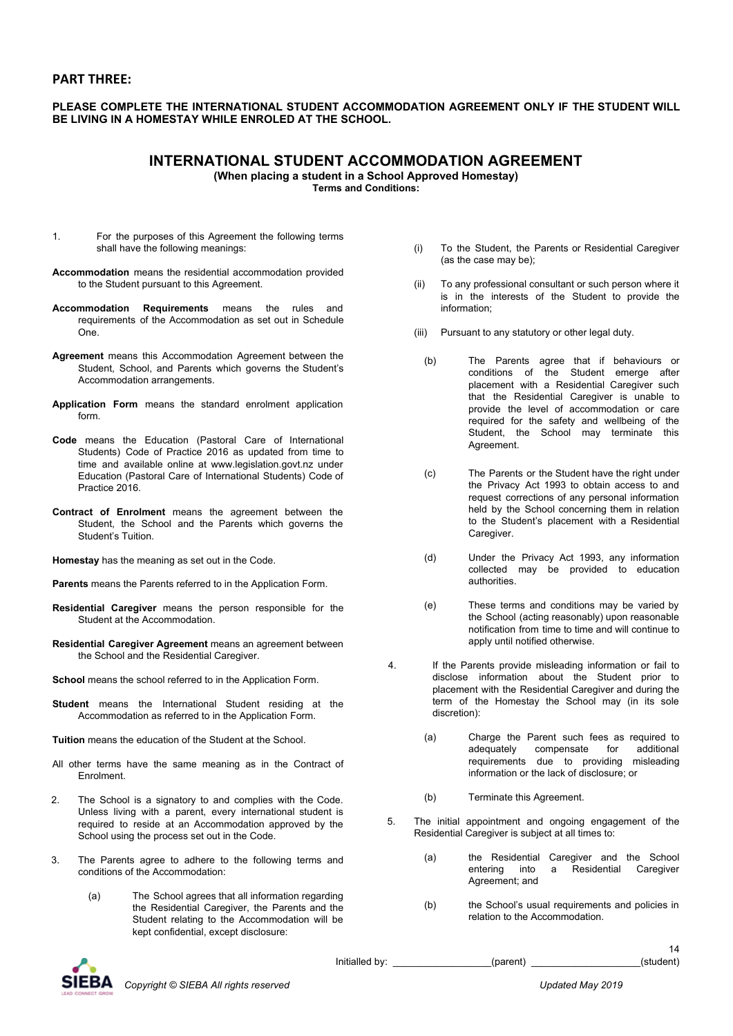## PART THREE:

**PLEASE COMPLETE THE INTERNATIONAL STUDENT ACCOMMODATION AGREEMENT ONLY IF THE STUDENT WILL BE LIVING IN A HOMESTAY WHILE ENROLED AT THE SCHOOL.**

# INTERNATIONAL STUDENT ACCOMMODATION AGREEMENT

**(When placing a student in a School Approved Homestay)**
**Terms and Conditions:**

1. For the purposes of this Agreement the following terms shall have the following meanings:

**Accommodation** means the residential accommodation provided to the Student pursuant to this Agreement.

**Accommodation Requirements** means the rules and requirements of the Accommodation as set out in Schedule One.

**Agreement** means this Accommodation Agreement between the Student, School, and Parents which governs the Student's Accommodation arrangements.

**Application Form** means the standard enrolment application form.

**Code** means the Education (Pastoral Care of International Students) Code of Practice 2016 as updated from time to time and available online at www.legislation.govt.nz under Education (Pastoral Care of International Students) Code of Practice 2016.

**Contract of Enrolment** means the agreement between the Student, the School and the Parents which governs the Student's Tuition.

**Homestay** has the meaning as set out in the Code.

**Parents** means the Parents referred to in the Application Form.

**Residential Caregiver** means the person responsible for the Student at the Accommodation.

**Residential Caregiver Agreement** means an agreement between the School and the Residential Caregiver.

**School** means the school referred to in the Application Form.

**Student** means the International Student residing at the Accommodation as referred to in the Application Form.

**Tuition** means the education of the Student at the School.

All other terms have the same meaning as in the Contract of Enrolment.

2. The School is a signatory to and complies with the Code. Unless living with a parent, every international student is required to reside at an Accommodation approved by the School using the process set out in the Code.

3. The Parents agree to adhere to the following terms and conditions of the Accommodation:

   (a) The School agrees that all information regarding the Residential Caregiver, the Parents and the Student relating to the Accommodation will be kept confidential, except disclosure:

   (i) To the Student, the Parents or Residential Caregiver (as the case may be);

   (ii) To any professional consultant or such person where it is in the interests of the Student to provide the information;

   (iii) Pursuant to any statutory or other legal duty.

   (b) The Parents agree that if behaviours or conditions of the Student emerge after placement with a Residential Caregiver such that the Residential Caregiver is unable to provide the level of accommodation or care required for the safety and wellbeing of the Student, the School may terminate this Agreement.

   (c) The Parents or the Student have the right under the Privacy Act 1993 to obtain access to and request corrections of any personal information held by the School concerning them in relation to the Student's placement with a Residential Caregiver.

   (d) Under the Privacy Act 1993, any information collected may be provided to education authorities.

   (e) These terms and conditions may be varied by the School (acting reasonably) upon reasonable notification from time to time and will continue to apply until notified otherwise.

4. If the Parents provide misleading information or fail to disclose information about the Student prior to placement with the Residential Caregiver and during the term of the Homestay the School may (in its sole discretion):

   (a) Charge the Parent such fees as required to adequately compensate for additional requirements due to providing misleading information or the lack of disclosure; or

   (b) Terminate this Agreement.

5. The initial appointment and ongoing engagement of the Residential Caregiver is subject at all times to:

   (a) the Residential Caregiver and the School entering into a Residential Caregiver Agreement; and

   (b) the School's usual requirements and policies in relation to the Accommodation.

Initialled by: ________________(parent) __________________(student)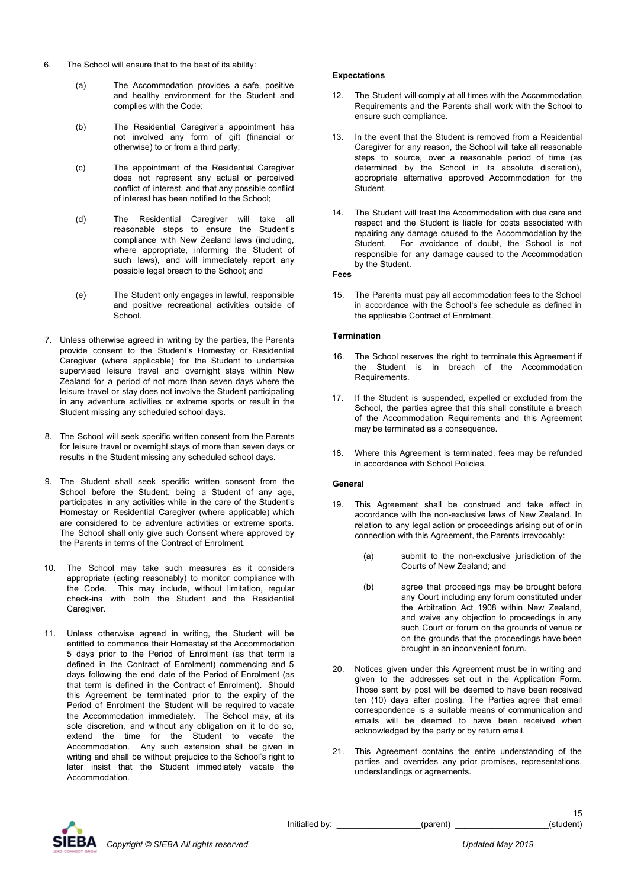6. The School will ensure that to the best of its ability:

   (a) The Accommodation provides a safe, positive and healthy environment for the Student and complies with the Code;

   (b) The Residential Caregiver's appointment has not involved any form of gift (financial or otherwise) to or from a third party;

   (c) The appointment of the Residential Caregiver does not represent any actual or perceived conflict of interest, and that any possible conflict of interest has been notified to the School;

   (d) The Residential Caregiver will take all reasonable steps to ensure the Student's compliance with New Zealand laws (including, where appropriate, informing the Student of such laws), and will immediately report any possible legal breach to the School; and

   (e) The Student only engages in lawful, responsible and positive recreational activities outside of School.

7. Unless otherwise agreed in writing by the parties, the Parents provide consent to the Student's Homestay or Residential Caregiver (where applicable) for the Student to undertake supervised leisure travel and overnight stays within New Zealand for a period of not more than seven days where the leisure travel or stay does not involve the Student participating in any adventure activities or extreme sports or result in the Student missing any scheduled school days.

8. The School will seek specific written consent from the Parents for leisure travel or overnight stays of more than seven days or results in the Student missing any scheduled school days.

9. The Student shall seek specific written consent from the School before the Student, being a Student of any age, participates in any activities while in the care of the Student's Homestay or Residential Caregiver (where applicable) which are considered to be adventure activities or extreme sports. The School shall only give such Consent where approved by the Parents in terms of the Contract of Enrolment.

10. The School may take such measures as it considers appropriate (acting reasonably) to monitor compliance with the Code. This may include, without limitation, regular check-ins with both the Student and the Residential Caregiver.

11. Unless otherwise agreed in writing, the Student will be entitled to commence their Homestay at the Accommodation 5 days prior to the Period of Enrolment (as that term is defined in the Contract of Enrolment) commencing and 5 days following the end date of the Period of Enrolment (as that term is defined in the Contract of Enrolment). Should this Agreement be terminated prior to the expiry of the Period of Enrolment the Student will be required to vacate the Accommodation immediately. The School may, at its sole discretion, and without any obligation on it to do so, extend the time for the Student to vacate the Accommodation. Any such extension shall be given in writing and shall be without prejudice to the School's right to later insist that the Student immediately vacate the Accommodation.

**Expectations**

12. The Student will comply at all times with the Accommodation Requirements and the Parents shall work with the School to ensure such compliance.

13. In the event that the Student is removed from a Residential Caregiver for any reason, the School will take all reasonable steps to source, over a reasonable period of time (as determined by the School in its absolute discretion), appropriate alternative approved Accommodation for the Student.

14. The Student will treat the Accommodation with due care and respect and the Student is liable for costs associated with repairing any damage caused to the Accommodation by the Student. For avoidance of doubt, the School is not responsible for any damage caused to the Accommodation by the Student.

**Fees**

15. The Parents must pay all accommodation fees to the School in accordance with the School's fee schedule as defined in the applicable Contract of Enrolment.

**Termination**

16. The School reserves the right to terminate this Agreement if the Student is in breach of the Accommodation Requirements.

17. If the Student is suspended, expelled or excluded from the School, the parties agree that this shall constitute a breach of the Accommodation Requirements and this Agreement may be terminated as a consequence.

18. Where this Agreement is terminated, fees may be refunded in accordance with School Policies.

**General**

19. This Agreement shall be construed and take effect in accordance with the non-exclusive laws of New Zealand. In relation to any legal action or proceedings arising out of or in connection with this Agreement, the Parents irrevocably:

    (a) submit to the non-exclusive jurisdiction of the Courts of New Zealand; and

    (b) agree that proceedings may be brought before any Court including any forum constituted under the Arbitration Act 1908 within New Zealand, and waive any objection to proceedings in any such Court or forum on the grounds of venue or on the grounds that the proceedings have been brought in an inconvenient forum.

20. Notices given under this Agreement must be in writing and given to the addresses set out in the Application Form. Those sent by post will be deemed to have been received ten (10) days after posting. The Parties agree that email correspondence is a suitable means of communication and emails will be deemed to have been received when acknowledged by the party or by return email.

21. This Agreement contains the entire understanding of the parties and overrides any prior promises, representations, understandings or agreements.

Initialled by: _________________(parent) ___________________(student)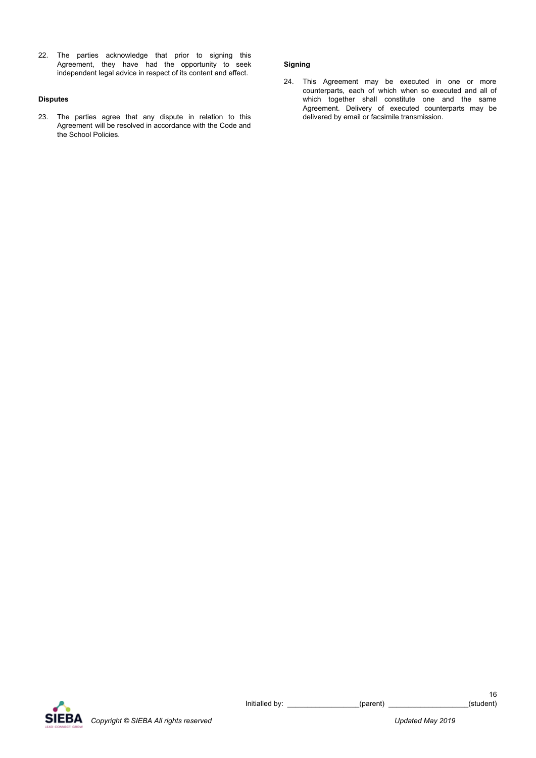22. The parties acknowledge that prior to signing this Agreement, they have had the opportunity to seek independent legal advice in respect of its content and effect.

**Disputes**

23. The parties agree that any dispute in relation to this Agreement will be resolved in accordance with the Code and the School Policies.

**Signing**

24. This Agreement may be executed in one or more counterparts, each of which when so executed and all of which together shall constitute one and the same Agreement. Delivery of executed counterparts may be delivered by email or facsimile transmission.

Initialled by: _________________(parent) ___________________(student)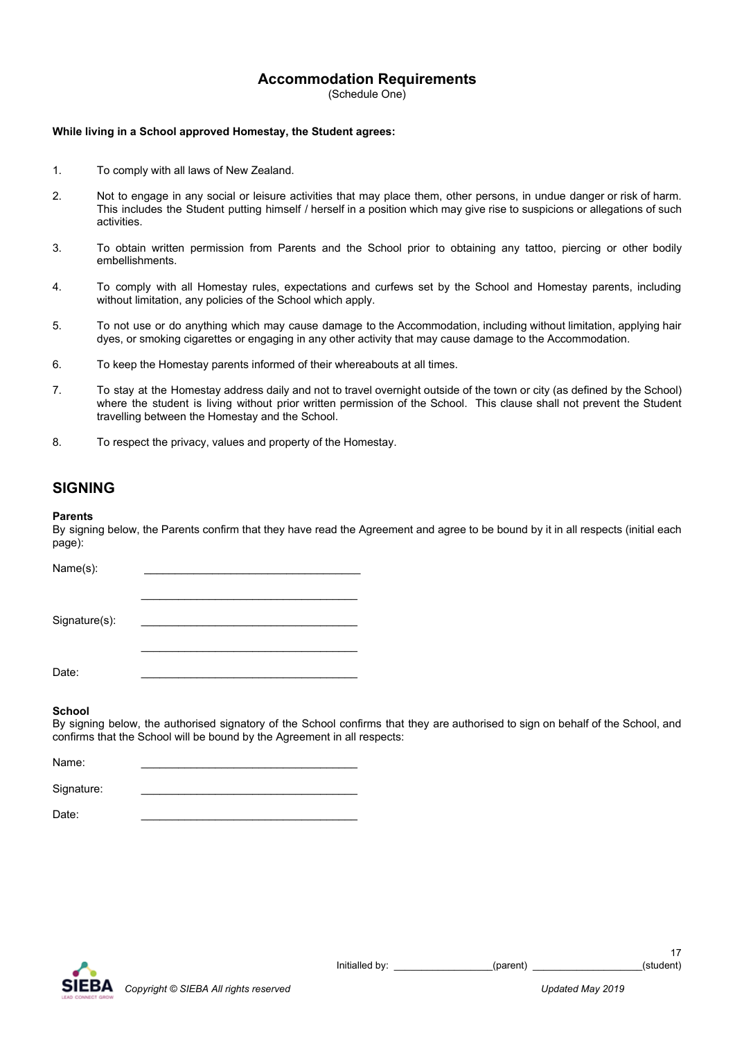## Accommodation Requirements

(Schedule One)

**While living in a School approved Homestay, the Student agrees:**

1. To comply with all laws of New Zealand.
2. Not to engage in any social or leisure activities that may place them, other persons, in undue danger or risk of harm. This includes the Student putting himself / herself in a position which may give rise to suspicions or allegations of such activities.
3. To obtain written permission from Parents and the School prior to obtaining any tattoo, piercing or other bodily embellishments.
4. To comply with all Homestay rules, expectations and curfews set by the School and Homestay parents, including without limitation, any policies of the School which apply.
5. To not use or do anything which may cause damage to the Accommodation, including without limitation, applying hair dyes, or smoking cigarettes or engaging in any other activity that may cause damage to the Accommodation.
6. To keep the Homestay parents informed of their whereabouts at all times.
7. To stay at the Homestay address daily and not to travel overnight outside of the town or city (as defined by the School) where the student is living without prior written permission of the School. This clause shall not prevent the Student travelling between the Homestay and the School.
8. To respect the privacy, values and property of the Homestay.

## SIGNING

**Parents**

By signing below, the Parents confirm that they have read the Agreement and agree to be bound by it in all respects (initial each page):

Name(s): ___________________________________

___________________________________

Signature(s): ___________________________________

___________________________________

Date: ___________________________________

**School**

By signing below, the authorised signatory of the School confirms that they are authorised to sign on behalf of the School, and confirms that the School will be bound by the Agreement in all respects:

Name: ___________________________________

Signature: ___________________________________

Date: ___________________________________

Initialled by: _________________(parent) ___________________(student)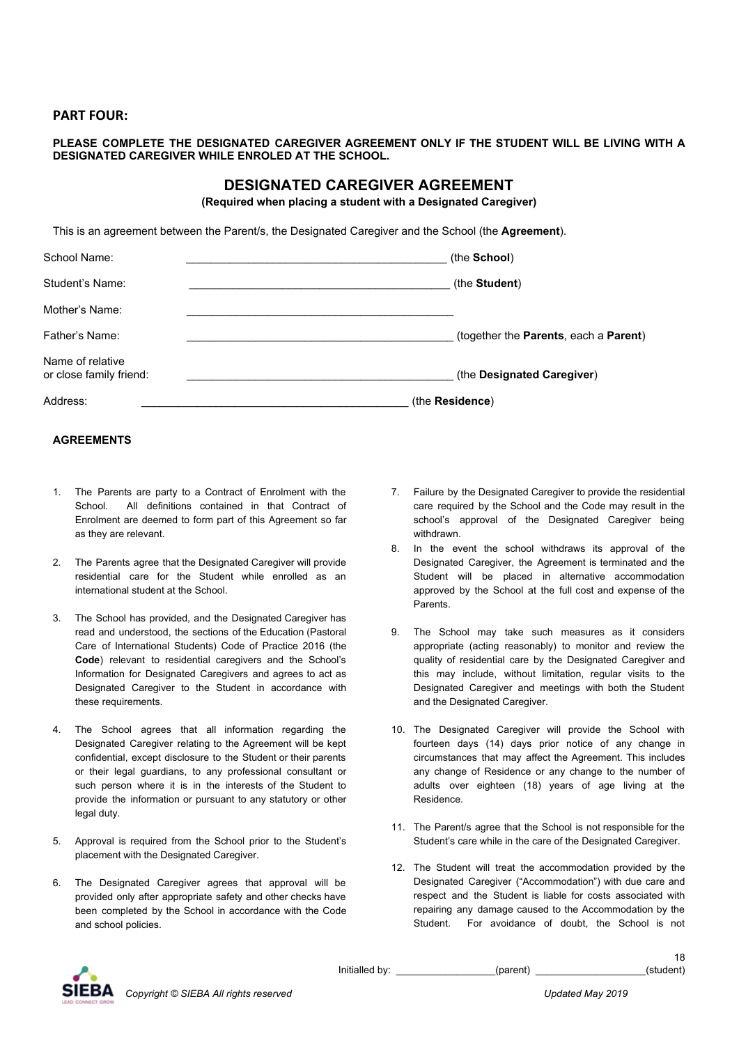## PART FOUR:

**PLEASE COMPLETE THE DESIGNATED CAREGIVER AGREEMENT ONLY IF THE STUDENT WILL BE LIVING WITH A DESIGNATED CAREGIVER WHILE ENROLED AT THE SCHOOL.**

# DESIGNATED CAREGIVER AGREEMENT

**(Required when placing a student with a Designated Caregiver)**

This is an agreement between the Parent/s, the Designated Caregiver and the School (the **Agreement**).

School Name: ________________________________________ (the **School**)

Student's Name: ________________________________________ (the **Student**)

Mother's Name: ________________________________________

Father's Name: ________________________________________ (together the **Parents**, each a **Parent**)

Name of relative or close family friend: ________________________________________ (the **Designated Caregiver**)

Address: ________________________________________ (the **Residence**)

**AGREEMENTS**

1. The Parents are party to a Contract of Enrolment with the School. All definitions contained in that Contract of Enrolment are deemed to form part of this Agreement so far as they are relevant.

2. The Parents agree that the Designated Caregiver will provide residential care for the Student while enrolled as an international student at the School.

3. The School has provided, and the Designated Caregiver has read and understood, the sections of the Education (Pastoral Care of International Students) Code of Practice 2016 (the **Code**) relevant to residential caregivers and the School's Information for Designated Caregivers and agrees to act as Designated Caregiver to the Student in accordance with these requirements.

4. The School agrees that all information regarding the Designated Caregiver relating to the Agreement will be kept confidential, except disclosure to the Student or their parents or their legal guardians, to any professional consultant or such person where it is in the interests of the Student to provide the information or pursuant to any statutory or other legal duty.

5. Approval is required from the School prior to the Student's placement with the Designated Caregiver.

6. The Designated Caregiver agrees that approval will be provided only after appropriate safety and other checks have been completed by the School in accordance with the Code and school policies.

7. Failure by the Designated Caregiver to provide the residential care required by the School and the Code may result in the school's approval of the Designated Caregiver being withdrawn.

8. In the event the school withdraws its approval of the Designated Caregiver, the Agreement is terminated and the Student will be placed in alternative accommodation approved by the School at the full cost and expense of the Parents.

9. The School may take such measures as it considers appropriate (acting reasonably) to monitor and review the quality of residential care by the Designated Caregiver and this may include, without limitation, regular visits to the Designated Caregiver and meetings with both the Student and the Designated Caregiver.

10. The Designated Caregiver will provide the School with fourteen days (14) days prior notice of any change in circumstances that may affect the Agreement. This includes any change of Residence or any change to the number of adults over eighteen (18) years of age living at the Residence.

11. The Parent/s agree that the School is not responsible for the Student's care while in the care of the Designated Caregiver.

12. The Student will treat the accommodation provided by the Designated Caregiver ("Accommodation") with due care and respect and the Student is liable for costs associated with repairing any damage caused to the Accommodation by the Student. For avoidance of doubt, the School is not

Initialled by: __________________(parent) ____________________(student)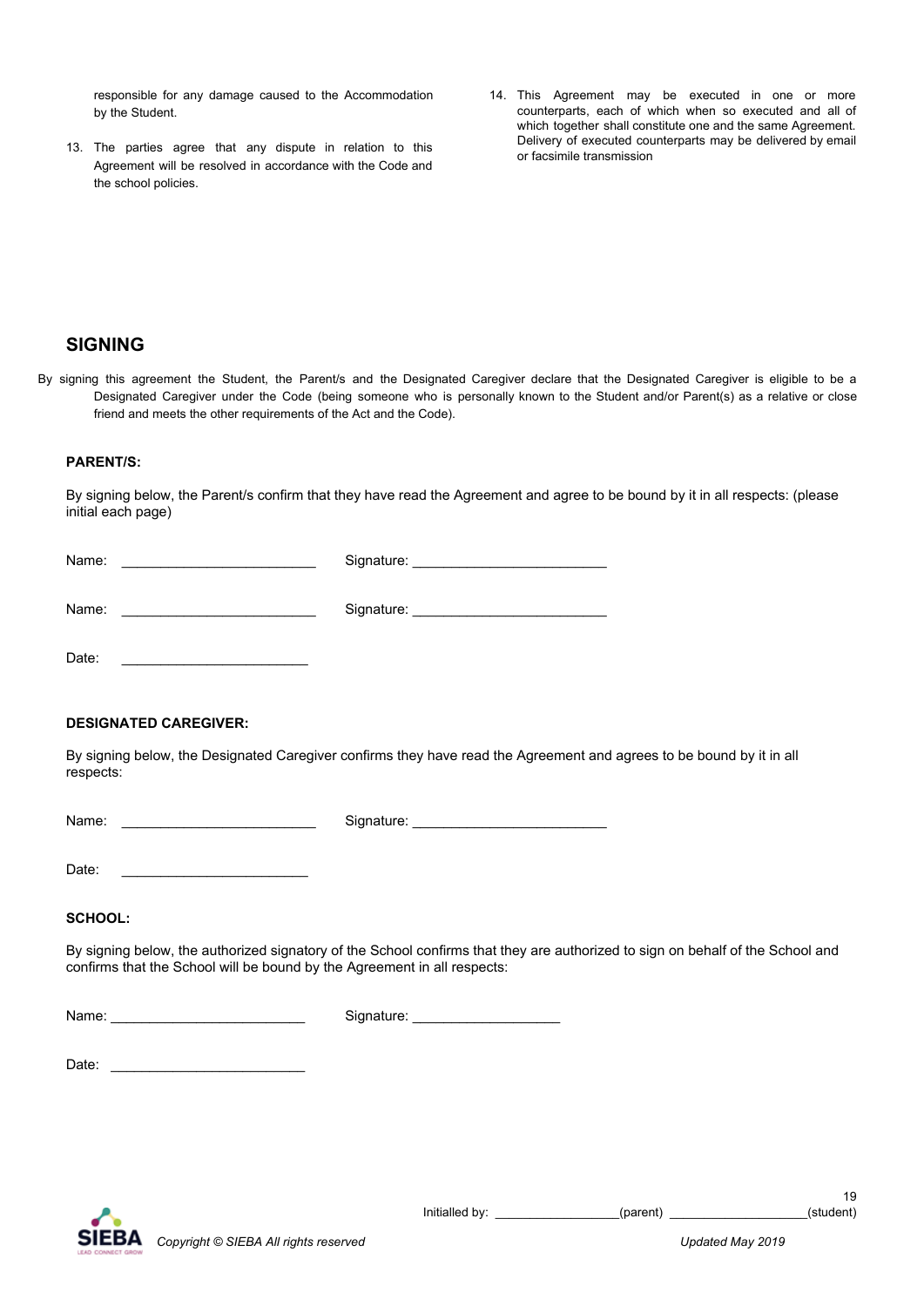responsible for any damage caused to the Accommodation by the Student.

13. The parties agree that any dispute in relation to this Agreement will be resolved in accordance with the Code and the school policies.

14. This Agreement may be executed in one or more counterparts, each of which when so executed and all of which together shall constitute one and the same Agreement. Delivery of executed counterparts may be delivered by email or facsimile transmission

## SIGNING

By signing this agreement the Student, the Parent/s and the Designated Caregiver declare that the Designated Caregiver is eligible to be a Designated Caregiver under the Code (being someone who is personally known to the Student and/or Parent(s) as a relative or close friend and meets the other requirements of the Act and the Code).

**PARENT/S:**

By signing below, the Parent/s confirm that they have read the Agreement and agree to be bound by it in all respects: (please initial each page)

Name: ________________________ Signature: ________________________

Name: ________________________ Signature: ________________________

Date: ________________________

**DESIGNATED CAREGIVER:**

By signing below, the Designated Caregiver confirms they have read the Agreement and agrees to be bound by it in all respects:

Name: ________________________ Signature: ________________________

Date: ________________________

**SCHOOL:**

By signing below, the authorized signatory of the School confirms that they are authorized to sign on behalf of the School and confirms that the School will be bound by the Agreement in all respects:

Name: ________________________ Signature: ___________________

Date: ________________________

Initialled by: _________________(parent) ___________________(student)